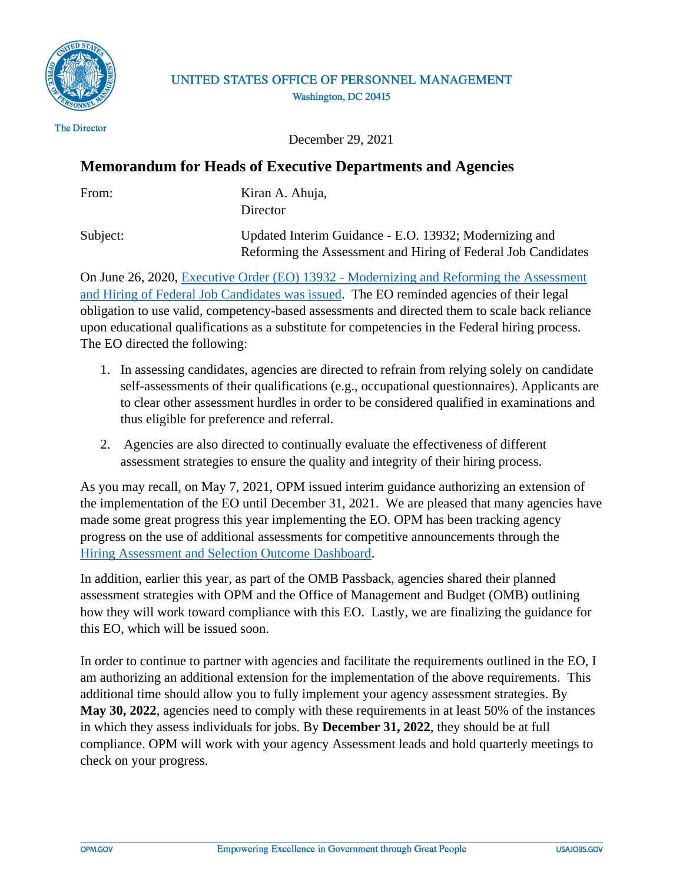UNITED STATES OFFICE OF PERSONNEL MANAGEMENT

Washington, DC 20415

The Director

December 29, 2021

## Memorandum for Heads of Executive Departments and Agencies

From: Kiran A. Ahuja,
Director

Subject: Updated Interim Guidance - E.O. 13932; Modernizing and Reforming the Assessment and Hiring of Federal Job Candidates

On June 26, 2020, [Executive Order (EO) 13932 - Modernizing and Reforming the Assessment and Hiring of Federal Job Candidates was issued](). The EO reminded agencies of their legal obligation to use valid, competency-based assessments and directed them to scale back reliance upon educational qualifications as a substitute for competencies in the Federal hiring process. The EO directed the following:

1. In assessing candidates, agencies are directed to refrain from relying solely on candidate self-assessments of their qualifications (e.g., occupational questionnaires). Applicants are to clear other assessment hurdles in order to be considered qualified in examinations and thus eligible for preference and referral.
2. Agencies are also directed to continually evaluate the effectiveness of different assessment strategies to ensure the quality and integrity of their hiring process.

As you may recall, on May 7, 2021, OPM issued interim guidance authorizing an extension of the implementation of the EO until December 31, 2021. We are pleased that many agencies have made some great progress this year implementing the EO. OPM has been tracking agency progress on the use of additional assessments for competitive announcements through the [Hiring Assessment and Selection Outcome Dashboard]().

In addition, earlier this year, as part of the OMB Passback, agencies shared their planned assessment strategies with OPM and the Office of Management and Budget (OMB) outlining how they will work toward compliance with this EO. Lastly, we are finalizing the guidance for this EO, which will be issued soon.

In order to continue to partner with agencies and facilitate the requirements outlined in the EO, I am authorizing an additional extension for the implementation of the above requirements. This additional time should allow you to fully implement your agency assessment strategies. By **May 30, 2022**, agencies need to comply with these requirements in at least 50% of the instances in which they assess individuals for jobs. By **December 31, 2022**, they should be at full compliance. OPM will work with your agency Assessment leads and hold quarterly meetings to check on your progress.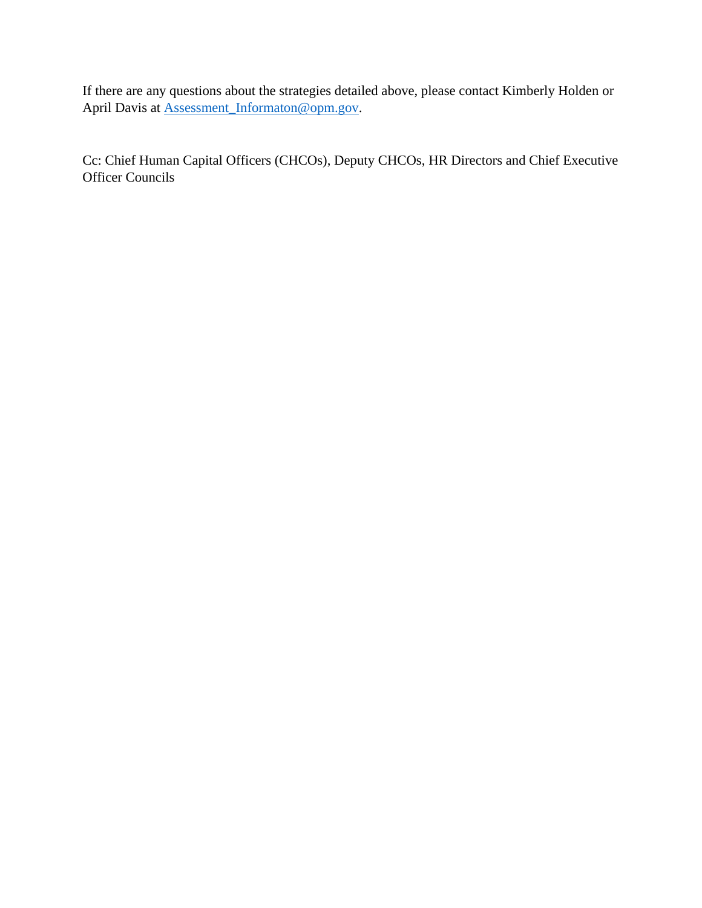If there are any questions about the strategies detailed above, please contact Kimberly Holden or April Davis at [Assessment_Informaton@opm.gov](mailto:Assessment_Informaton@opm.gov).

Cc: Chief Human Capital Officers (CHCOs), Deputy CHCOs, HR Directors and Chief Executive Officer Councils